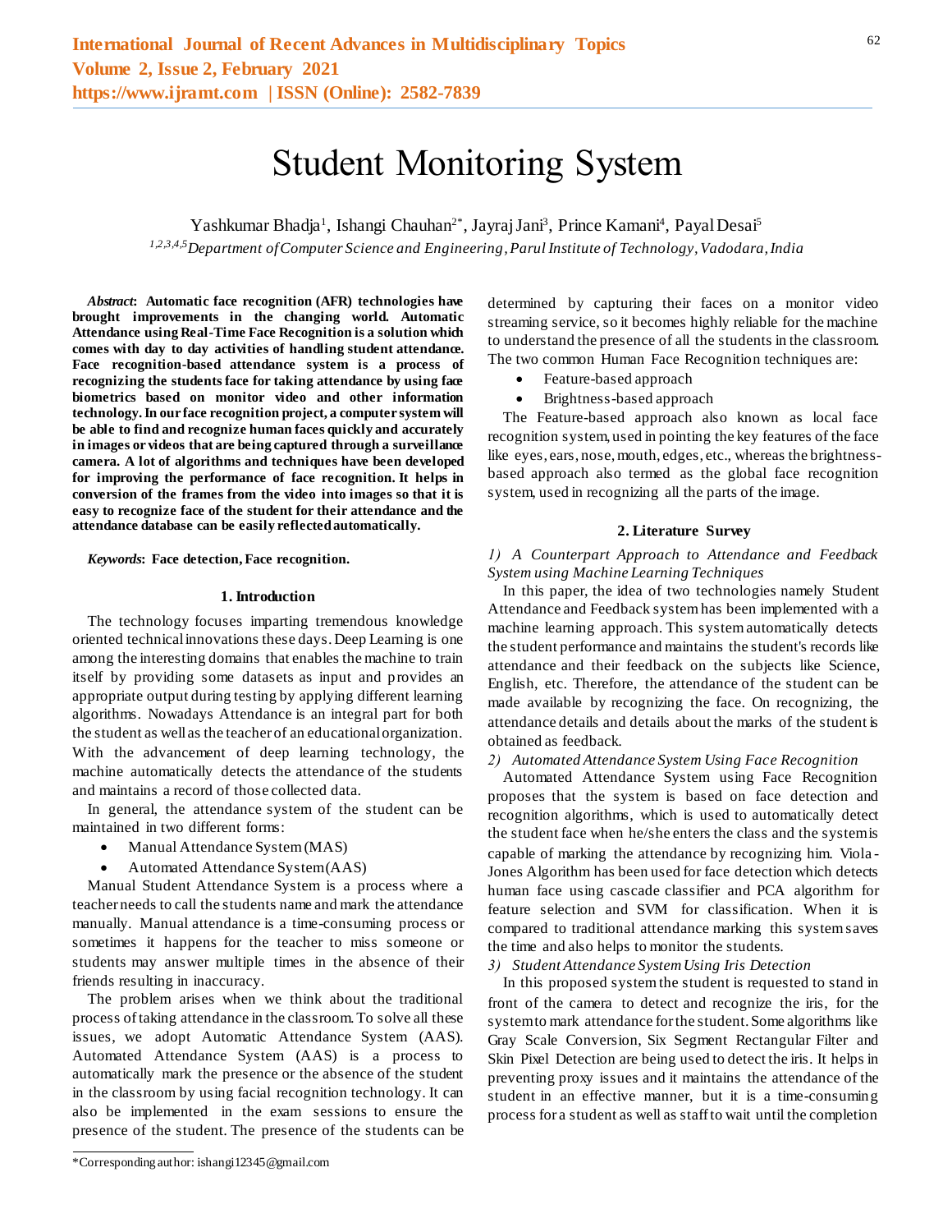# Student Monitoring System

Yashkumar Bhadja[1], Ishangi Chauhan[2*], Jayraj Jani[3], Prince Kamani[4], Payal Desai[5]

*[1,2,3,4,5]Department of Computer Science and Engineering, Parul Institute of Technology, Vadodara, India*

***Abstract*: Automatic face recognition (AFR) technologies have brought improvements in the changing world. Automatic Attendance using Real-Time Face Recognition is a solution which comes with day to day activities of handling student attendance. Face recognition-based attendance system is a process of recognizing the students face for taking attendance by using face biometrics based on monitor video and other information technology. In our face recognition project, a computer system will be able to find and recognize human faces quickly and accurately in images or videos that are being captured through a surveillance camera. A lot of algorithms and techniques have been developed for improving the performance of face recognition. It helps in conversion of the frames from the video into images so that it is easy to recognize face of the student for their attendance and the attendance database can be easily reflected automatically.**

***Keywords*: Face detection, Face recognition.**

## 1. Introduction

The technology focuses imparting tremendous knowledge oriented technical innovations these days. Deep Learning is one among the interesting domains that enables the machine to train itself by providing some datasets as input and provides an appropriate output during testing by applying different learning algorithms. Nowadays Attendance is an integral part for both the student as well as the teacher of an educational organization. With the advancement of deep learning technology, the machine automatically detects the attendance of the students and maintains a record of those collected data.

In general, the attendance system of the student can be maintained in two different forms:

- Manual Attendance System (MAS)
- Automated Attendance System (AAS)

Manual Student Attendance System is a process where a teacher needs to call the students name and mark the attendance manually. Manual attendance is a time-consuming process or sometimes it happens for the teacher to miss someone or students may answer multiple times in the absence of their friends resulting in inaccuracy.

The problem arises when we think about the traditional process of taking attendance in the classroom. To solve all these issues, we adopt Automatic Attendance System (AAS). Automated Attendance System (AAS) is a process to automatically mark the presence or the absence of the student in the classroom by using facial recognition technology. It can also be implemented in the exam sessions to ensure the presence of the student. The presence of the students can be determined by capturing their faces on a monitor video streaming service, so it becomes highly reliable for the machine to understand the presence of all the students in the classroom. The two common Human Face Recognition techniques are:

- Feature-based approach
- Brightness-based approach

The Feature-based approach also known as local face recognition system, used in pointing the key features of the face like eyes, ears, nose, mouth, edges, etc., whereas the brightness-based approach also termed as the global face recognition system, used in recognizing all the parts of the image.

## 2. Literature Survey

*1) A Counterpart Approach to Attendance and Feedback System using Machine Learning Techniques*

In this paper, the idea of two technologies namely Student Attendance and Feedback system has been implemented with a machine learning approach. This system automatically detects the student performance and maintains the student's records like attendance and their feedback on the subjects like Science, English, etc. Therefore, the attendance of the student can be made available by recognizing the face. On recognizing, the attendance details and details about the marks of the student is obtained as feedback.

*2) Automated Attendance System Using Face Recognition*

Automated Attendance System using Face Recognition proposes that the system is based on face detection and recognition algorithms, which is used to automatically detect the student face when he/she enters the class and the system is capable of marking the attendance by recognizing him. Viola-Jones Algorithm has been used for face detection which detects human face using cascade classifier and PCA algorithm for feature selection and SVM for classification. When it is compared to traditional attendance marking this system saves the time and also helps to monitor the students.

*3) Student Attendance System Using Iris Detection*

In this proposed system the student is requested to stand in front of the camera to detect and recognize the iris, for the system to mark attendance for the student. Some algorithms like Gray Scale Conversion, Six Segment Rectangular Filter and Skin Pixel Detection are being used to detect the iris. It helps in preventing proxy issues and it maintains the attendance of the student in an effective manner, but it is a time-consuming process for a student as well as staff to wait until the completion

*Corresponding author: ishangi12345@gmail.com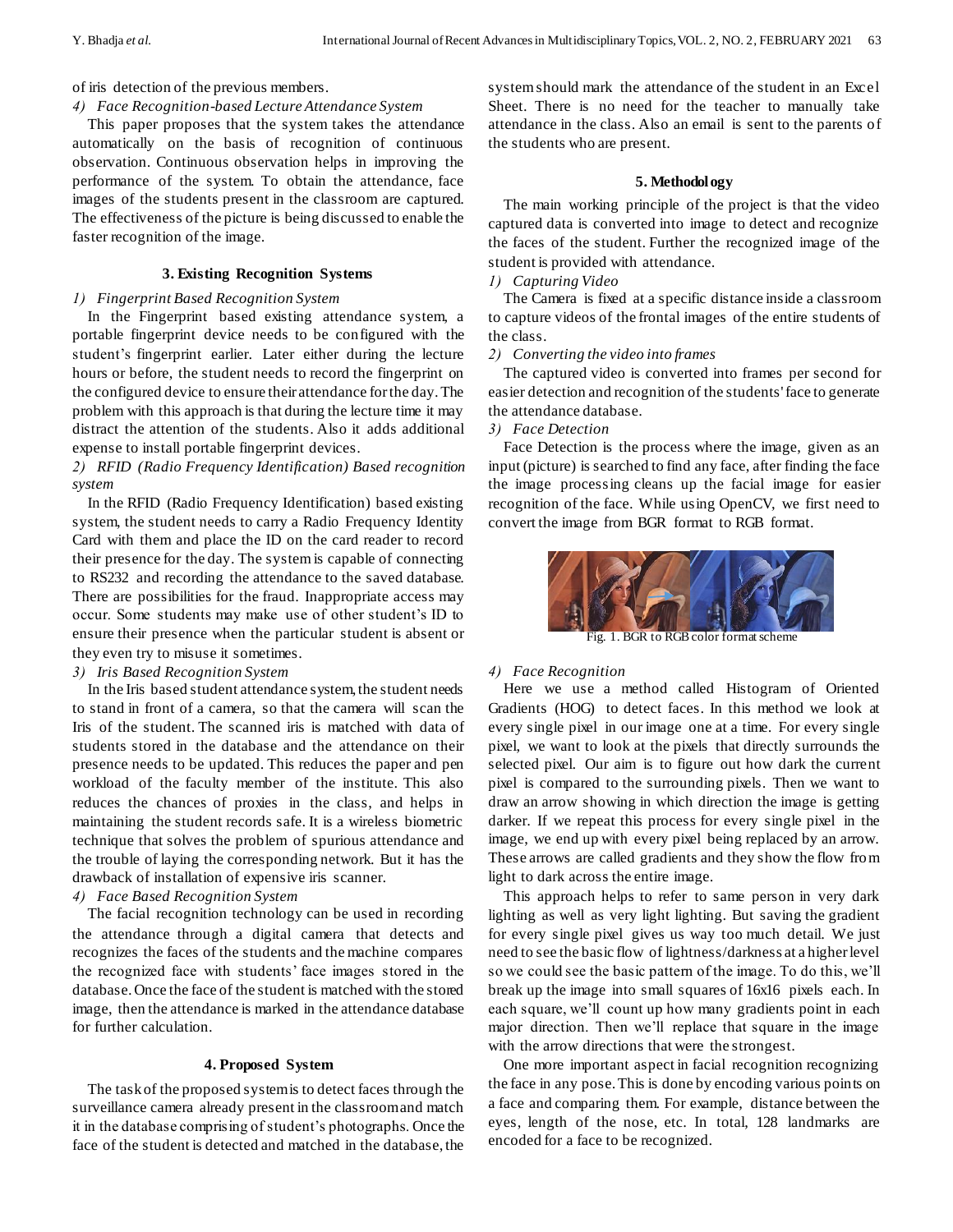of iris detection of the previous members.

*4) Face Recognition-based Lecture Attendance System*

This paper proposes that the system takes the attendance automatically on the basis of recognition of continuous observation. Continuous observation helps in improving the performance of the system. To obtain the attendance, face images of the students present in the classroom are captured. The effectiveness of the picture is being discussed to enable the faster recognition of the image.

## 3. Existing Recognition Systems

*1) Fingerprint Based Recognition System*

In the Fingerprint based existing attendance system, a portable fingerprint device needs to be configured with the student's fingerprint earlier. Later either during the lecture hours or before, the student needs to record the fingerprint on the configured device to ensure their attendance for the day. The problem with this approach is that during the lecture time it may distract the attention of the students. Also it adds additional expense to install portable fingerprint devices.

*2) RFID (Radio Frequency Identification) Based recognition system*

In the RFID (Radio Frequency Identification) based existing system, the student needs to carry a Radio Frequency Identity Card with them and place the ID on the card reader to record their presence for the day. The system is capable of connecting to RS232 and recording the attendance to the saved database. There are possibilities for the fraud. Inappropriate access may occur. Some students may make use of other student's ID to ensure their presence when the particular student is absent or they even try to misuse it sometimes.

*3) Iris Based Recognition System*

In the Iris based student attendance system, the student needs to stand in front of a camera, so that the camera will scan the Iris of the student. The scanned iris is matched with data of students stored in the database and the attendance on their presence needs to be updated. This reduces the paper and pen workload of the faculty member of the institute. This also reduces the chances of proxies in the class, and helps in maintaining the student records safe. It is a wireless biometric technique that solves the problem of spurious attendance and the trouble of laying the corresponding network. But it has the drawback of installation of expensive iris scanner.

*4) Face Based Recognition System*

The facial recognition technology can be used in recording the attendance through a digital camera that detects and recognizes the faces of the students and the machine compares the recognized face with students' face images stored in the database. Once the face of the student is matched with the stored image, then the attendance is marked in the attendance database for further calculation.

## 4. Proposed System

The task of the proposed system is to detect faces through the surveillance camera already present in the classroom and match it in the database comprising of student's photographs. Once the face of the student is detected and matched in the database, the system should mark the attendance of the student in an Excel Sheet. There is no need for the teacher to manually take attendance in the class. Also an email is sent to the parents of the students who are present.

## 5. Methodology

The main working principle of the project is that the video captured data is converted into image to detect and recognize the faces of the student. Further the recognized image of the student is provided with attendance.

*1) Capturing Video*

The Camera is fixed at a specific distance inside a classroom to capture videos of the frontal images of the entire students of the class.

*2) Converting the video into frames*

The captured video is converted into frames per second for easier detection and recognition of the students' face to generate the attendance database.

*3) Face Detection*

Face Detection is the process where the image, given as an input (picture) is searched to find any face, after finding the face the image processing cleans up the facial image for easier recognition of the face. While using OpenCV, we first need to convert the image from BGR format to RGB format.

Fig. 1. BGR to RGB color format scheme

*4) Face Recognition*

Here we use a method called Histogram of Oriented Gradients (HOG) to detect faces. In this method we look at every single pixel in our image one at a time. For every single pixel, we want to look at the pixels that directly surrounds the selected pixel. Our aim is to figure out how dark the current pixel is compared to the surrounding pixels. Then we want to draw an arrow showing in which direction the image is getting darker. If we repeat this process for every single pixel in the image, we end up with every pixel being replaced by an arrow. These arrows are called gradients and they show the flow from light to dark across the entire image.

This approach helps to refer to same person in very dark lighting as well as very light lighting. But saving the gradient for every single pixel gives us way too much detail. We just need to see the basic flow of lightness/darkness at a higher level so we could see the basic pattern of the image. To do this, we'll break up the image into small squares of 16x16 pixels each. In each square, we'll count up how many gradients point in each major direction. Then we'll replace that square in the image with the arrow directions that were the strongest.

One more important aspect in facial recognition recognizing the face in any pose. This is done by encoding various points on a face and comparing them. For example, distance between the eyes, length of the nose, etc. In total, 128 landmarks are encoded for a face to be recognized.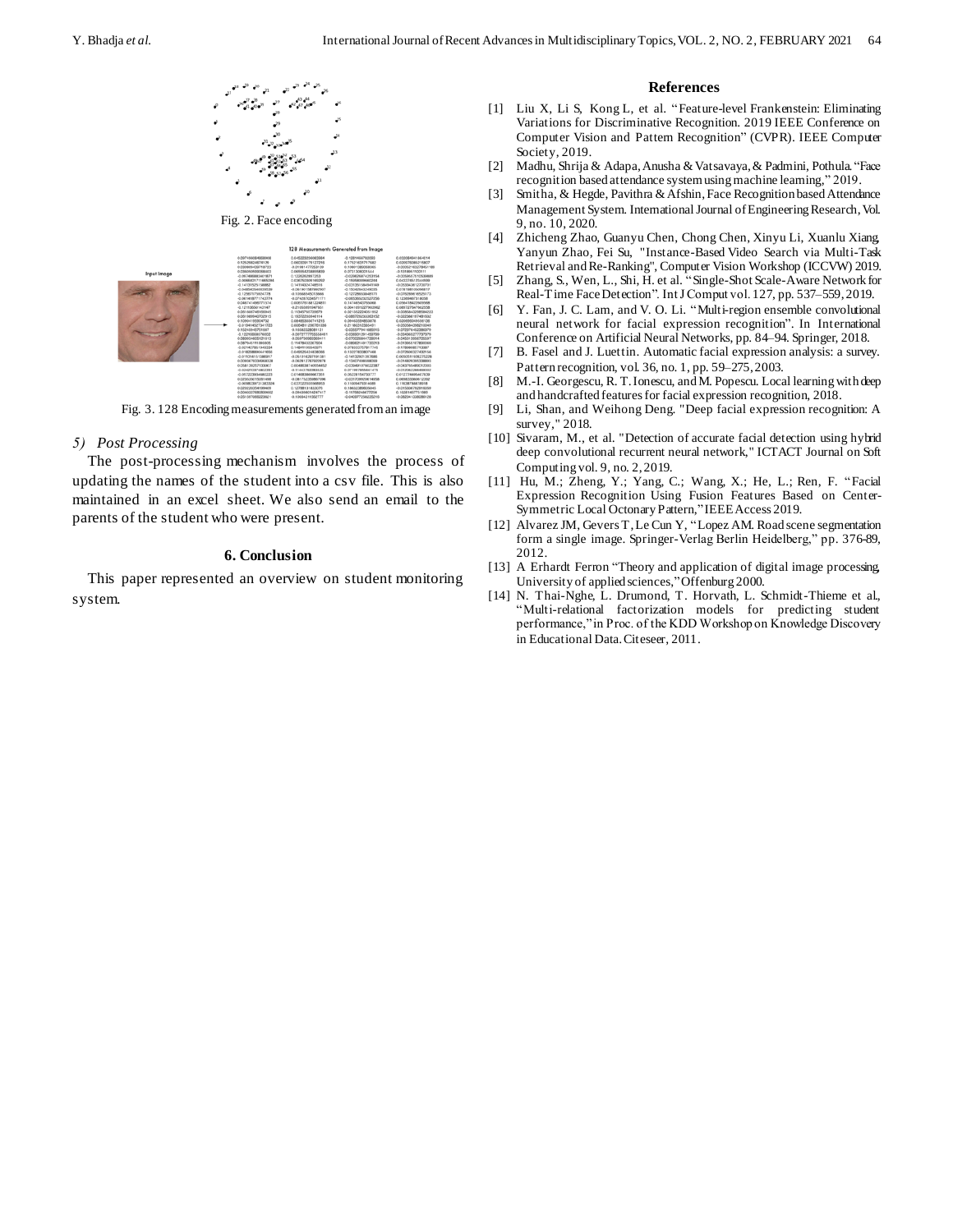Fig. 2. Face encoding

Fig. 3. 128 Encoding measurements generated from an image

### *5) Post Processing*

The post-processing mechanism involves the process of updating the names of the student into a csv file. This is also maintained in an excel sheet. We also send an email to the parents of the student who were present.

## 6. Conclusion

This paper represented an overview on student monitoring system.

## References

[1] Liu X, Li S, Kong L, et al. "Feature-level Frankenstein: Eliminating Variations for Discriminative Recognition. 2019 IEEE Conference on Computer Vision and Pattern Recognition" (CVPR). IEEE Computer Society, 2019.

[2] Madhu, Shrija & Adapa, Anusha & Vatsavaya, & Padmini, Pothula. "Face recognition based attendance system using machine learning," 2019.

[3] Smitha, & Hegde, Pavithra & Afshin, Face Recognition based Attendance Management System. International Journal of Engineering Research, Vol. 9, no. 10, 2020.

[4] Zhicheng Zhao, Guanyu Chen, Chong Chen, Xinyu Li, Xuanlu Xiang, Yanyun Zhao, Fei Su, "Instance-Based Video Search via Multi-Task Retrieval and Re-Ranking", Computer Vision Workshop (ICCVW) 2019.

[5] Zhang, S., Wen, L., Shi, H. et al. "Single-Shot Scale-Aware Network for Real-Time Face Detection". Int J Comput vol. 127, pp. 537–559, 2019.

[6] Y. Fan, J. C. Lam, and V. O. Li. "Multi-region ensemble convolutional neural network for facial expression recognition". In International Conference on Artificial Neural Networks, pp. 84–94. Springer, 2018.

[7] B. Fasel and J. Luettin. Automatic facial expression analysis: a survey. Pattern recognition, vol. 36, no. 1, pp. 59–275, 2003.

[8] M.-I. Georgescu, R. T. Ionescu, and M. Popescu. Local learning with deep and handcrafted features for facial expression recognition, 2018.

[9] Li, Shan, and Weihong Deng. "Deep facial expression recognition: A survey," 2018.

[10] Sivaram, M., et al. "Detection of accurate facial detection using hybrid deep convolutional recurrent neural network," ICTACT Journal on Soft Computing vol. 9, no. 2, 2019.

[11] Hu, M.; Zheng, Y.; Yang, C.; Wang, X.; He, L.; Ren, F. "Facial Expression Recognition Using Fusion Features Based on Center-Symmetric Local Octonary Pattern," IEEE Access 2019.

[12] Alvarez JM, Gevers T, Le Cun Y, "Lopez AM. Road scene segmentation form a single image. Springer-Verlag Berlin Heidelberg," pp. 376-89, 2012.

[13] A Erhardt Ferron "Theory and application of digital image processing, University of applied sciences," Offenburg 2000.

[14] N. Thai-Nghe, L. Drumond, T. Horvath, L. Schmidt-Thieme et al., "Multi-relational factorization models for predicting student performance," in Proc. of the KDD Workshop on Knowledge Discovery in Educational Data. Citeseer, 2011.